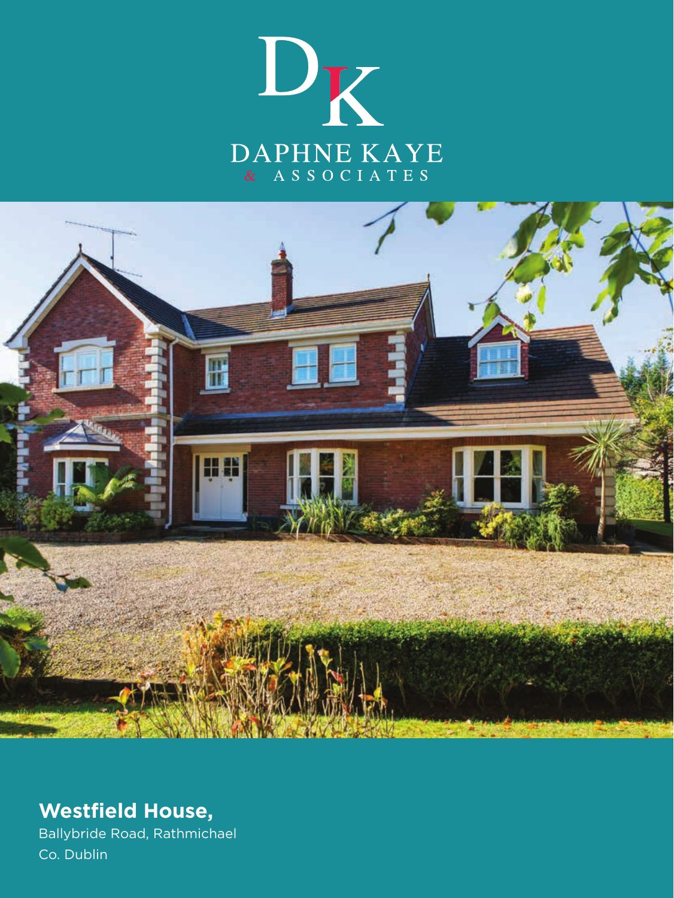DAPHNE KAYE
& ASSOCIATES

**Westfield House,**

Ballybride Road, Rathmichael

Co. Dublin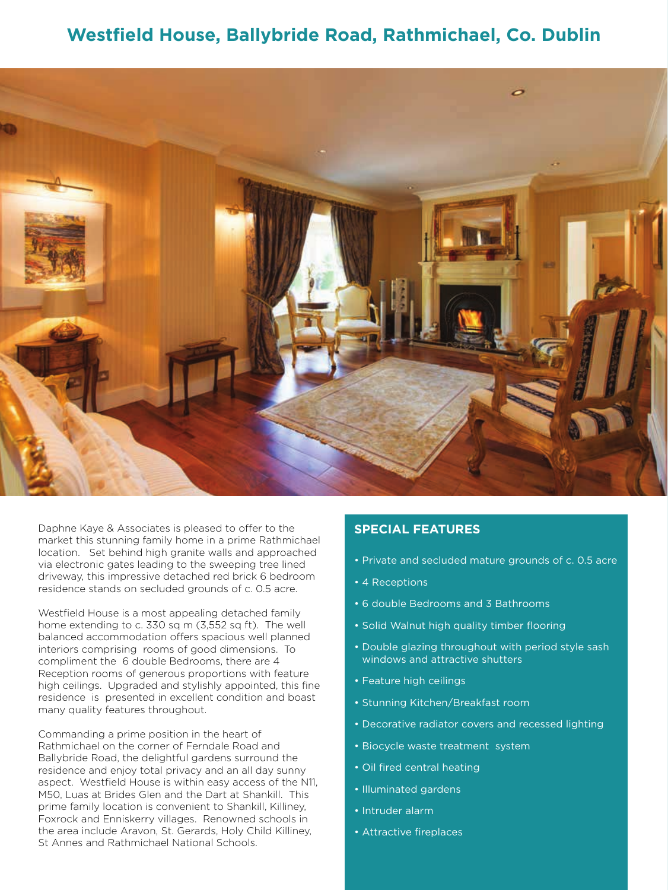# Westfield House, Ballybride Road, Rathmichael, Co. Dublin

Daphne Kaye & Associates is pleased to offer to the market this stunning family home in a prime Rathmichael location. Set behind high granite walls and approached via electronic gates leading to the sweeping tree lined driveway, this impressive detached red brick 6 bedroom residence stands on secluded grounds of c. 0.5 acre.

Westfield House is a most appealing detached family home extending to c. 330 sq m (3,552 sq ft). The well balanced accommodation offers spacious well planned interiors comprising rooms of good dimensions. To compliment the 6 double Bedrooms, there are 4 Reception rooms of generous proportions with feature high ceilings. Upgraded and stylishly appointed, this fine residence is presented in excellent condition and boast many quality features throughout.

Commanding a prime position in the heart of Rathmichael on the corner of Ferndale Road and Ballybride Road, the delightful gardens surround the residence and enjoy total privacy and an all day sunny aspect. Westfield House is within easy access of the N11, M50, Luas at Brides Glen and the Dart at Shankill. This prime family location is convenient to Shankill, Killiney, Foxrock and Enniskerry villages. Renowned schools in the area include Aravon, St. Gerards, Holy Child Killiney, St Annes and Rathmichael National Schools.

## SPECIAL FEATURES

- Private and secluded mature grounds of c. 0.5 acre
- 4 Receptions
- 6 double Bedrooms and 3 Bathrooms
- Solid Walnut high quality timber flooring
- Double glazing throughout with period style sash windows and attractive shutters
- Feature high ceilings
- Stunning Kitchen/Breakfast room
- Decorative radiator covers and recessed lighting
- Biocycle waste treatment system
- Oil fired central heating
- Illuminated gardens
- Intruder alarm
- Attractive fireplaces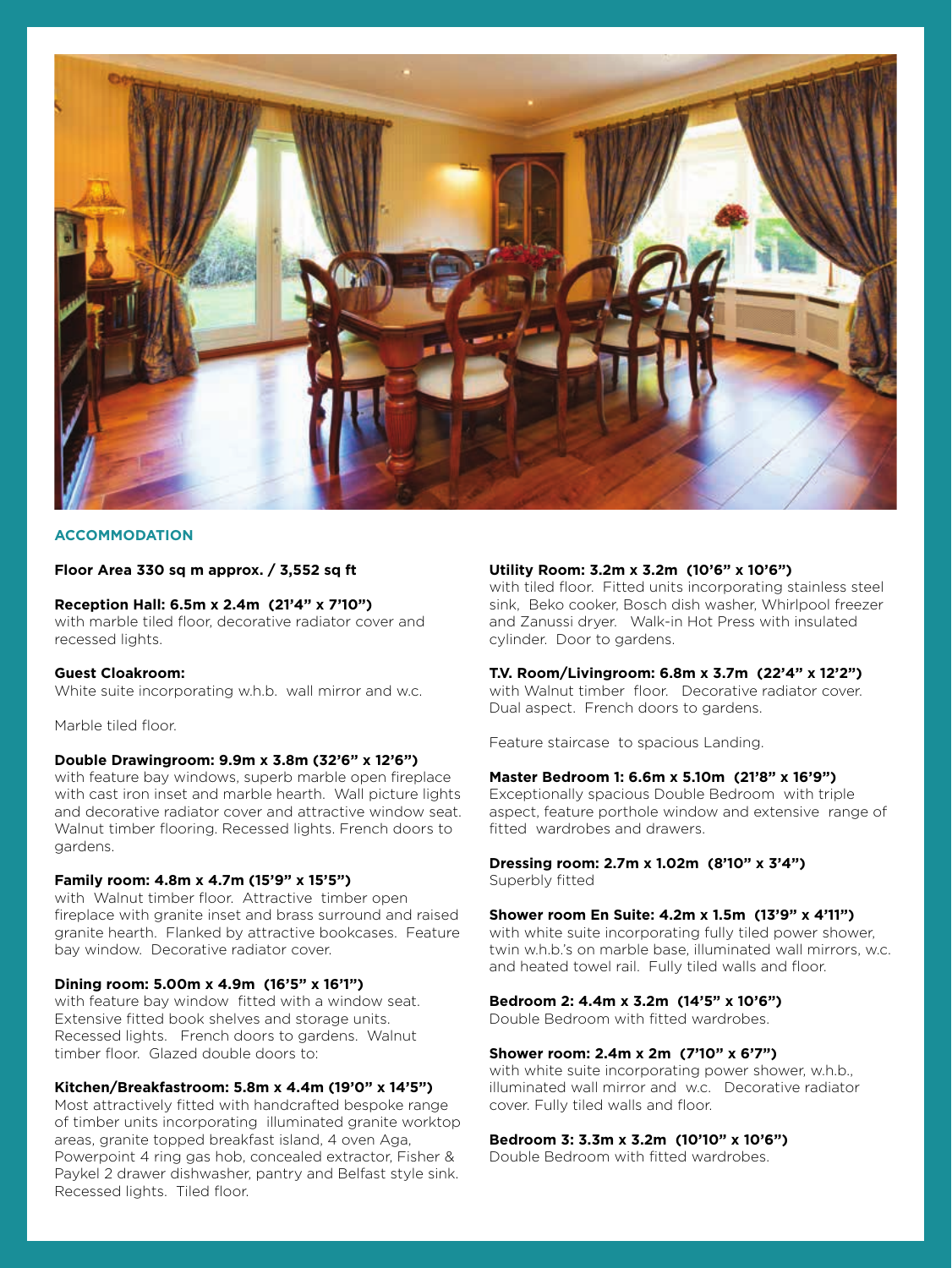## ACCOMMODATION

**Floor Area 330 sq m approx. / 3,552 sq ft**

**Reception Hall: 6.5m x 2.4m (21'4" x 7'10")**
with marble tiled floor, decorative radiator cover and recessed lights.

**Guest Cloakroom:**
White suite incorporating w.h.b. wall mirror and w.c.

Marble tiled floor.

**Double Drawingroom: 9.9m x 3.8m (32'6" x 12'6")**
with feature bay windows, superb marble open fireplace with cast iron inset and marble hearth. Wall picture lights and decorative radiator cover and attractive window seat. Walnut timber flooring. Recessed lights. French doors to gardens.

**Family room: 4.8m x 4.7m (15'9" x 15'5")**
with Walnut timber floor. Attractive timber open fireplace with granite inset and brass surround and raised granite hearth. Flanked by attractive bookcases. Feature bay window. Decorative radiator cover.

**Dining room: 5.00m x 4.9m (16'5" x 16'1")**
with feature bay window fitted with a window seat. Extensive fitted book shelves and storage units. Recessed lights. French doors to gardens. Walnut timber floor. Glazed double doors to:

**Kitchen/Breakfastroom: 5.8m x 4.4m (19'0" x 14'5")**
Most attractively fitted with handcrafted bespoke range of timber units incorporating illuminated granite worktop areas, granite topped breakfast island, 4 oven Aga, Powerpoint 4 ring gas hob, concealed extractor, Fisher & Paykel 2 drawer dishwasher, pantry and Belfast style sink. Recessed lights. Tiled floor.

**Utility Room: 3.2m x 3.2m (10'6" x 10'6")**
with tiled floor. Fitted units incorporating stainless steel sink, Beko cooker, Bosch dish washer, Whirlpool freezer and Zanussi dryer. Walk-in Hot Press with insulated cylinder. Door to gardens.

**T.V. Room/Livingroom: 6.8m x 3.7m (22'4" x 12'2")**
with Walnut timber floor. Decorative radiator cover. Dual aspect. French doors to gardens.

Feature staircase to spacious Landing.

**Master Bedroom 1: 6.6m x 5.10m (21'8" x 16'9")**
Exceptionally spacious Double Bedroom with triple aspect, feature porthole window and extensive range of fitted wardrobes and drawers.

**Dressing room: 2.7m x 1.02m (8'10" x 3'4")**
Superbly fitted

**Shower room En Suite: 4.2m x 1.5m (13'9" x 4'11")**
with white suite incorporating fully tiled power shower, twin w.h.b.'s on marble base, illuminated wall mirrors, w.c. and heated towel rail. Fully tiled walls and floor.

**Bedroom 2: 4.4m x 3.2m (14'5" x 10'6")**
Double Bedroom with fitted wardrobes.

**Shower room: 2.4m x 2m (7'10" x 6'7")**
with white suite incorporating power shower, w.h.b., illuminated wall mirror and w.c. Decorative radiator cover. Fully tiled walls and floor.

**Bedroom 3: 3.3m x 3.2m (10'10" x 10'6")**
Double Bedroom with fitted wardrobes.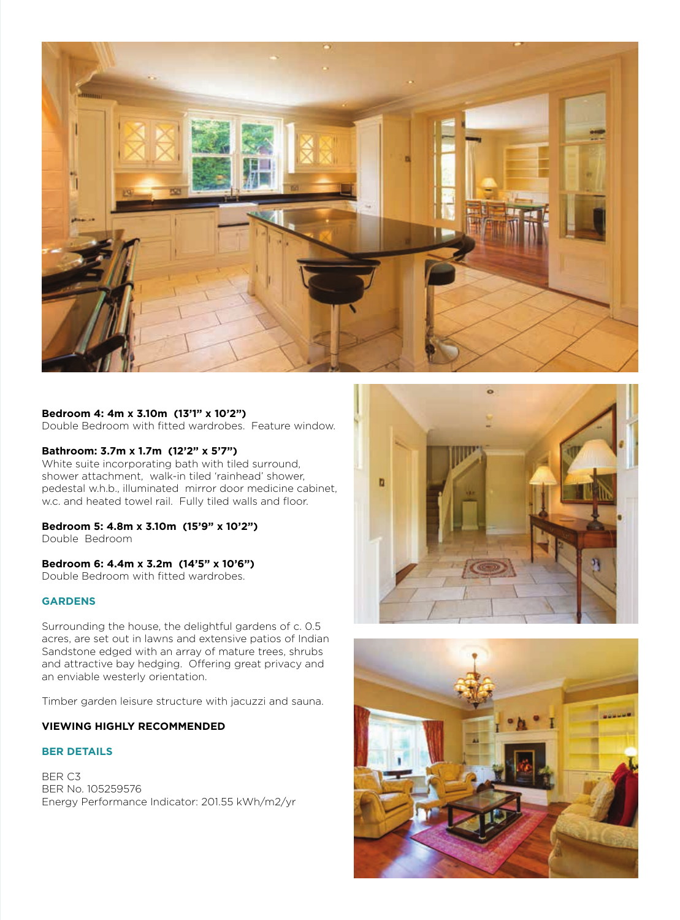**Bedroom 4: 4m x 3.10m (13’1” x 10’2”)**
Double Bedroom with fitted wardrobes. Feature window.

**Bathroom: 3.7m x 1.7m (12’2” x 5’7”)**
White suite incorporating bath with tiled surround, shower attachment, walk-in tiled ‘rainhead’ shower, pedestal w.h.b., illuminated mirror door medicine cabinet, w.c. and heated towel rail. Fully tiled walls and floor.

**Bedroom 5: 4.8m x 3.10m (15’9” x 10’2”)**
Double Bedroom

**Bedroom 6: 4.4m x 3.2m (14’5” x 10’6”)**
Double Bedroom with fitted wardrobes.

## GARDENS

Surrounding the house, the delightful gardens of c. 0.5 acres, are set out in lawns and extensive patios of Indian Sandstone edged with an array of mature trees, shrubs and attractive bay hedging. Offering great privacy and an enviable westerly orientation.

Timber garden leisure structure with jacuzzi and sauna.

**VIEWING HIGHLY RECOMMENDED**

## BER DETAILS

BER C3
BER No. 105259576
Energy Performance Indicator: 201.55 kWh/m2/yr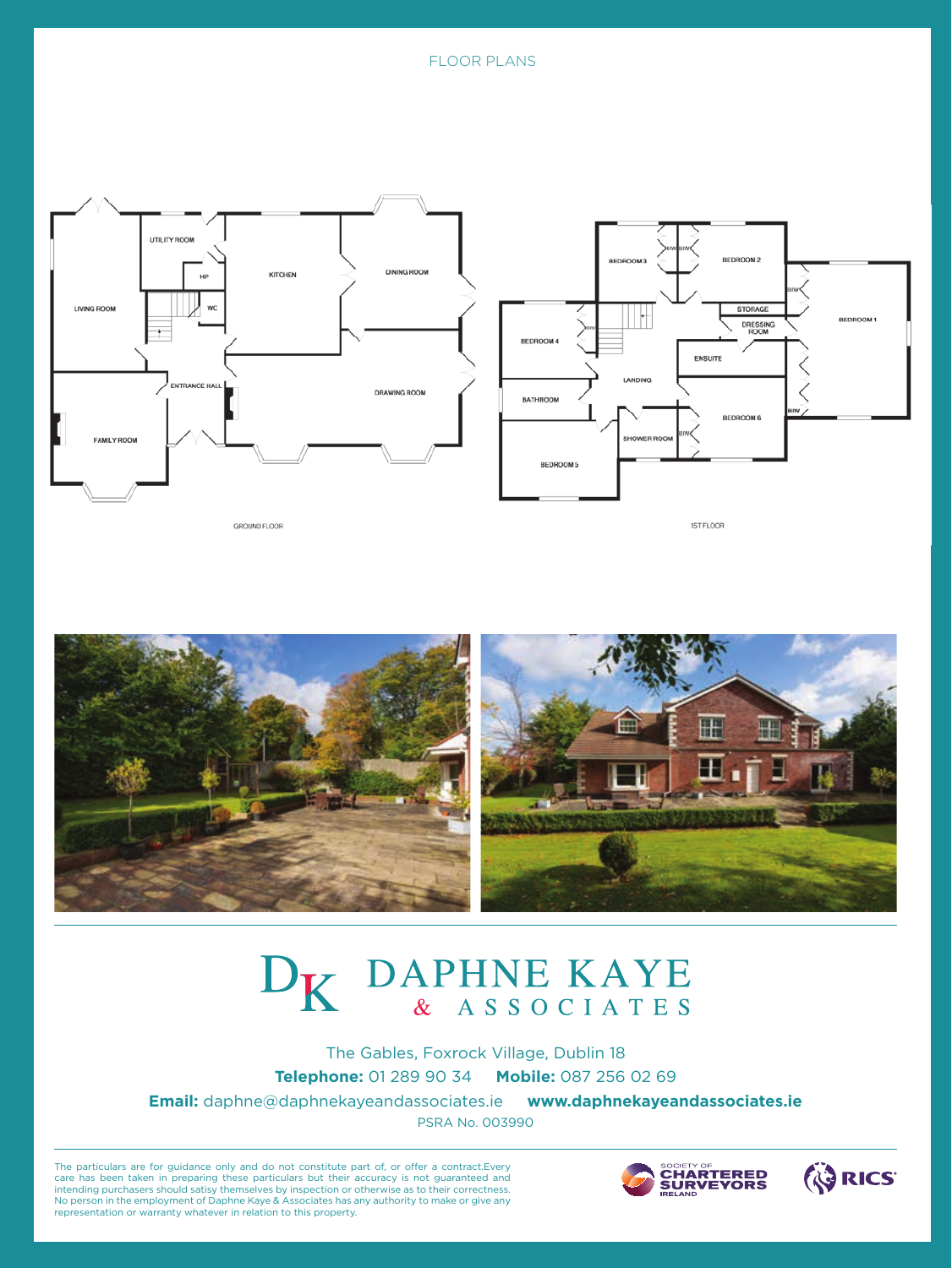FLOOR PLANS

GROUND FLOOR

1ST FLOOR

# DK DAPHNE KAYE & ASSOCIATES

The Gables, Foxrock Village, Dublin 18

**Telephone:** 01 289 90 34 **Mobile:** 087 256 02 69

**Email:** daphne@daphnekayeandassociates.ie **www.daphnekayeandassociates.ie**

PSRA No. 003990

The particulars are for guidance only and do not constitute part of, or offer a contract.Every care has been taken in preparing these particulars but their accuracy is not guaranteed and intending purchasers should satisy themselves by inspection or otherwise as to their correctness. No person in the employment of Daphne Kaye & Associates has any authority to make or give any representation or warranty whatever in relation to this property.

SOCIETY OF CHARTERED SURVEYORS IRELAND

RICS